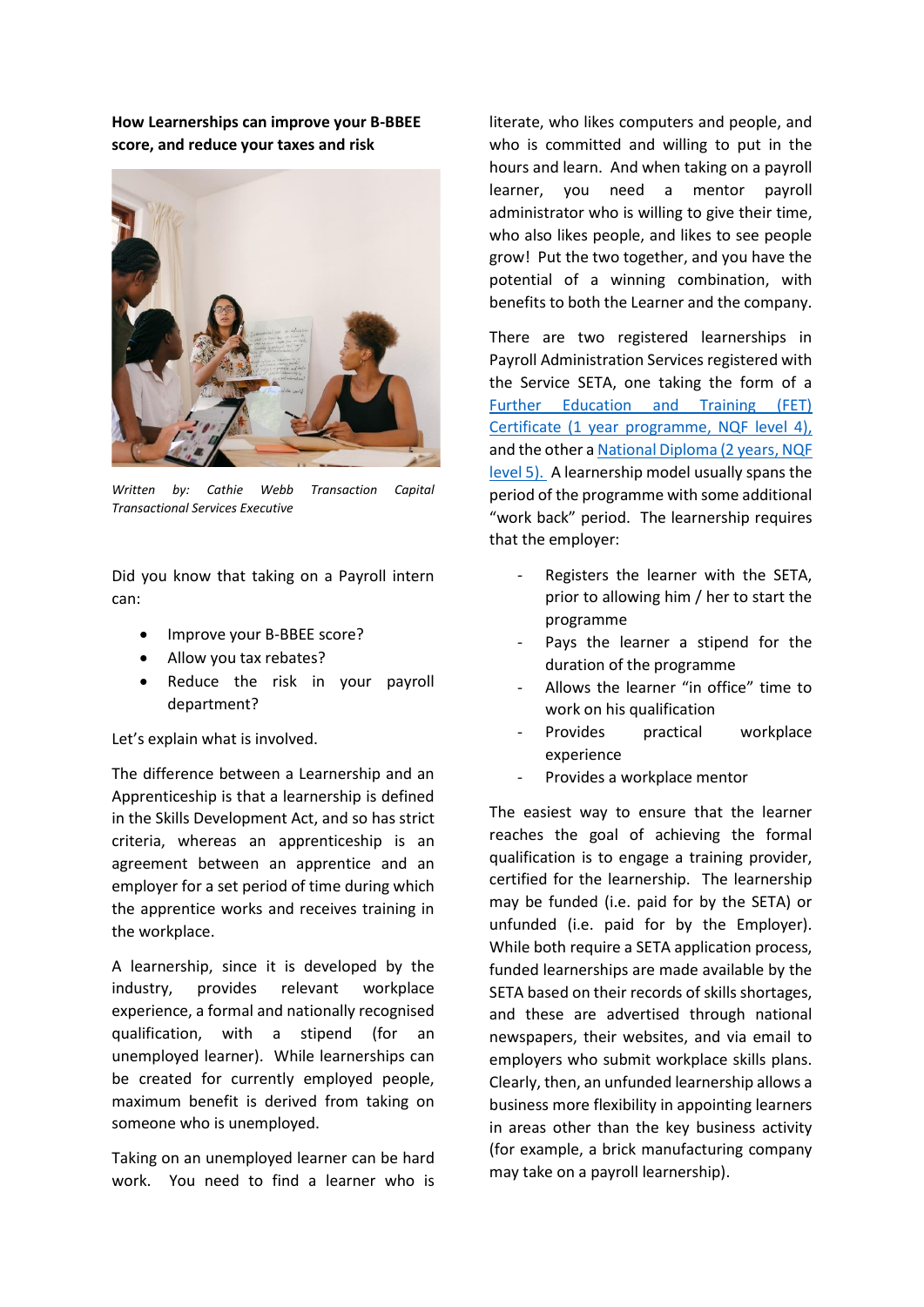**How Learnerships can improve your B-BBEE score, and reduce your taxes and risk**

*Written by: Cathie Webb Transaction Capital Transactional Services Executive*

Did you know that taking on a Payroll intern can:

- Improve your B-BBEE score?
- Allow you tax rebates?
- Reduce the risk in your payroll department?

Let's explain what is involved.

The difference between a Learnership and an Apprenticeship is that a learnership is defined in the Skills Development Act, and so has strict criteria, whereas an apprenticeship is an agreement between an apprentice and an employer for a set period of time during which the apprentice works and receives training in the workplace.

A learnership, since it is developed by the industry, provides relevant workplace experience, a formal and nationally recognised qualification, with a stipend (for an unemployed learner). While learnerships can be created for currently employed people, maximum benefit is derived from taking on someone who is unemployed.

Taking on an unemployed learner can be hard work. You need to find a learner who is literate, who likes computers and people, and who is committed and willing to put in the hours and learn. And when taking on a payroll learner, you need a mentor payroll administrator who is willing to give their time, who also likes people, and likes to see people grow! Put the two together, and you have the potential of a winning combination, with benefits to both the Learner and the company.

There are two registered learnerships in Payroll Administration Services registered with the Service SETA, one taking the form of a Further Education and Training (FET) Certificate (1 year programme, NQF level 4), and the other a National Diploma (2 years, NQF level 5). A learnership model usually spans the period of the programme with some additional "work back" period. The learnership requires that the employer:

- Registers the learner with the SETA, prior to allowing him / her to start the programme
- Pays the learner a stipend for the duration of the programme
- Allows the learner "in office" time to work on his qualification
- Provides practical workplace experience
- Provides a workplace mentor

The easiest way to ensure that the learner reaches the goal of achieving the formal qualification is to engage a training provider, certified for the learnership. The learnership may be funded (i.e. paid for by the SETA) or unfunded (i.e. paid for by the Employer). While both require a SETA application process, funded learnerships are made available by the SETA based on their records of skills shortages, and these are advertised through national newspapers, their websites, and via email to employers who submit workplace skills plans. Clearly, then, an unfunded learnership allows a business more flexibility in appointing learners in areas other than the key business activity (for example, a brick manufacturing company may take on a payroll learnership).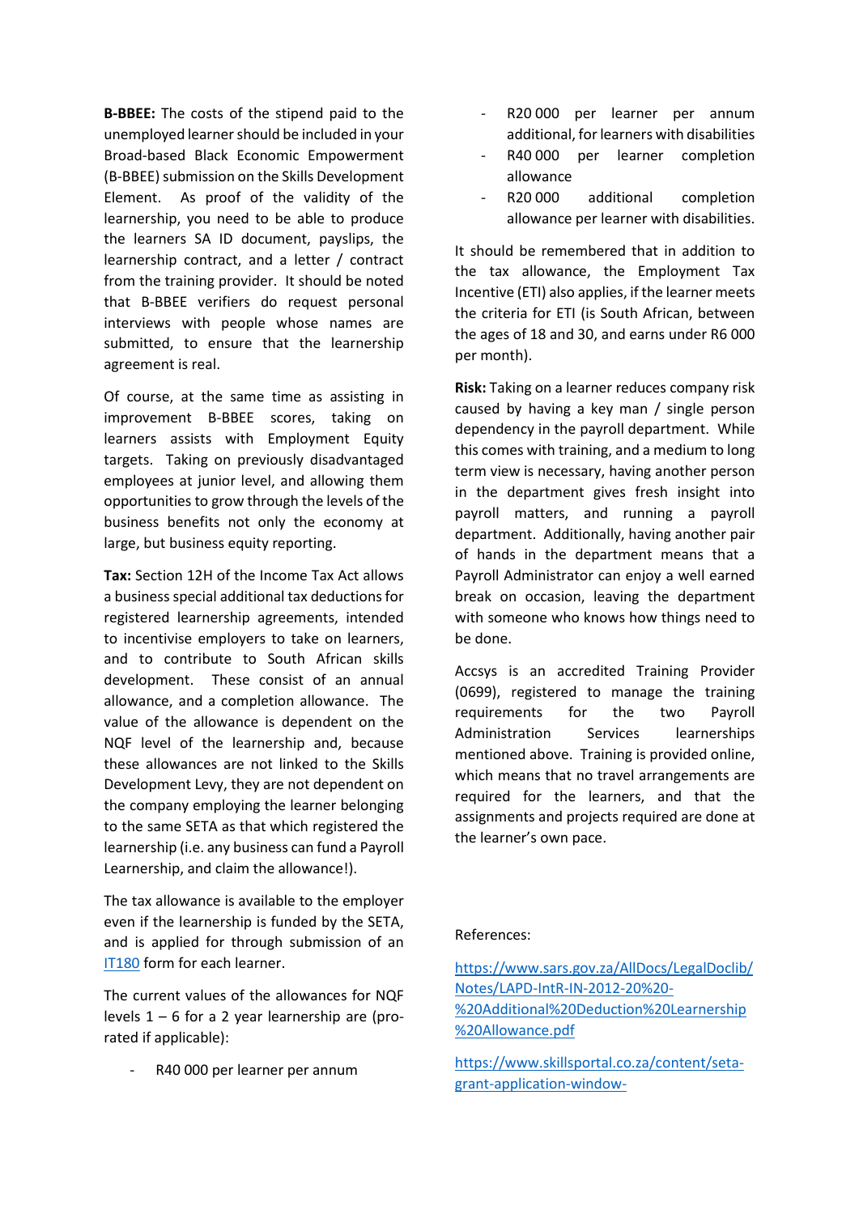**B-BBEE:** The costs of the stipend paid to the unemployed learner should be included in your Broad-based Black Economic Empowerment (B-BBEE) submission on the Skills Development Element. As proof of the validity of the learnership, you need to be able to produce the learners SA ID document, payslips, the learnership contract, and a letter / contract from the training provider. It should be noted that B-BBEE verifiers do request personal interviews with people whose names are submitted, to ensure that the learnership agreement is real.

Of course, at the same time as assisting in improvement B-BBEE scores, taking on learners assists with Employment Equity targets. Taking on previously disadvantaged employees at junior level, and allowing them opportunities to grow through the levels of the business benefits not only the economy at large, but business equity reporting.

**Tax:** Section 12H of the Income Tax Act allows a business special additional tax deductions for registered learnership agreements, intended to incentivise employers to take on learners, and to contribute to South African skills development. These consist of an annual allowance, and a completion allowance. The value of the allowance is dependent on the NQF level of the learnership and, because these allowances are not linked to the Skills Development Levy, they are not dependent on the company employing the learner belonging to the same SETA as that which registered the learnership (i.e. any business can fund a Payroll Learnership, and claim the allowance!).

The tax allowance is available to the employer even if the learnership is funded by the SETA, and is applied for through submission of an [IT180]() form for each learner.

The current values of the allowances for NQF levels 1 – 6 for a 2 year learnership are (pro-rated if applicable):

- R40 000 per learner per annum
- R20 000 per learner per annum additional, for learners with disabilities
- R40 000 per learner completion allowance
- R20 000 additional completion allowance per learner with disabilities.

It should be remembered that in addition to the tax allowance, the Employment Tax Incentive (ETI) also applies, if the learner meets the criteria for ETI (is South African, between the ages of 18 and 30, and earns under R6 000 per month).

**Risk:** Taking on a learner reduces company risk caused by having a key man / single person dependency in the payroll department. While this comes with training, and a medium to long term view is necessary, having another person in the department gives fresh insight into payroll matters, and running a payroll department. Additionally, having another pair of hands in the department means that a Payroll Administrator can enjoy a well earned break on occasion, leaving the department with someone who knows how things need to be done.

Accsys is an accredited Training Provider (0699), registered to manage the training requirements for the two Payroll Administration Services learnerships mentioned above. Training is provided online, which means that no travel arrangements are required for the learners, and that the assignments and projects required are done at the learner's own pace.

References:

https://www.sars.gov.za/AllDocs/LegalDoclib/Notes/LAPD-IntR-IN-2012-20%20-%20Additional%20Deduction%20Learnership%20Allowance.pdf

https://www.skillsportal.co.za/content/seta-grant-application-window-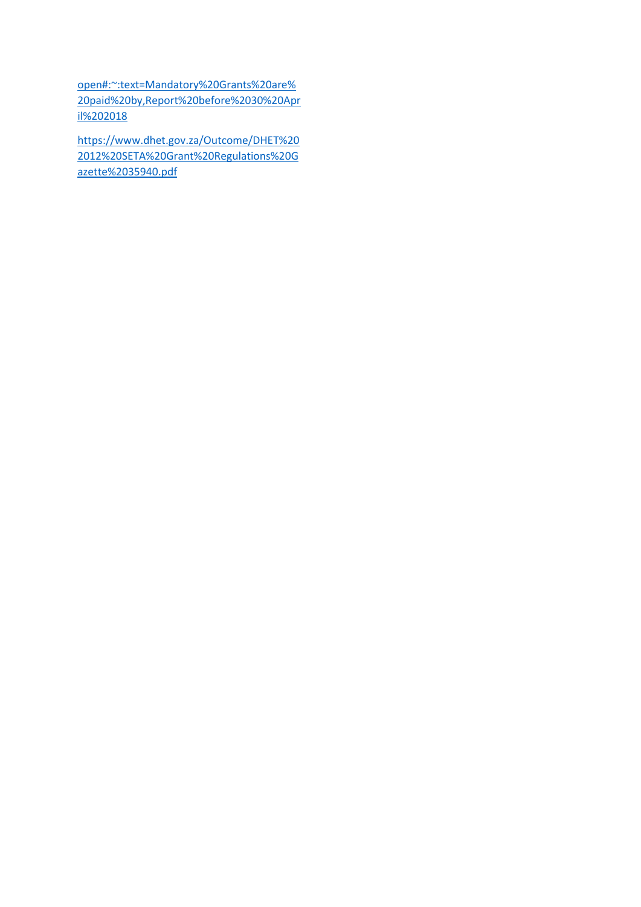open#:~:text=Mandatory%20Grants%20are%20paid%20by,Report%20before%2030%20April%202018

https://www.dhet.gov.za/Outcome/DHET%202012%20SETA%20Grant%20Regulations%20Gazette%2035940.pdf